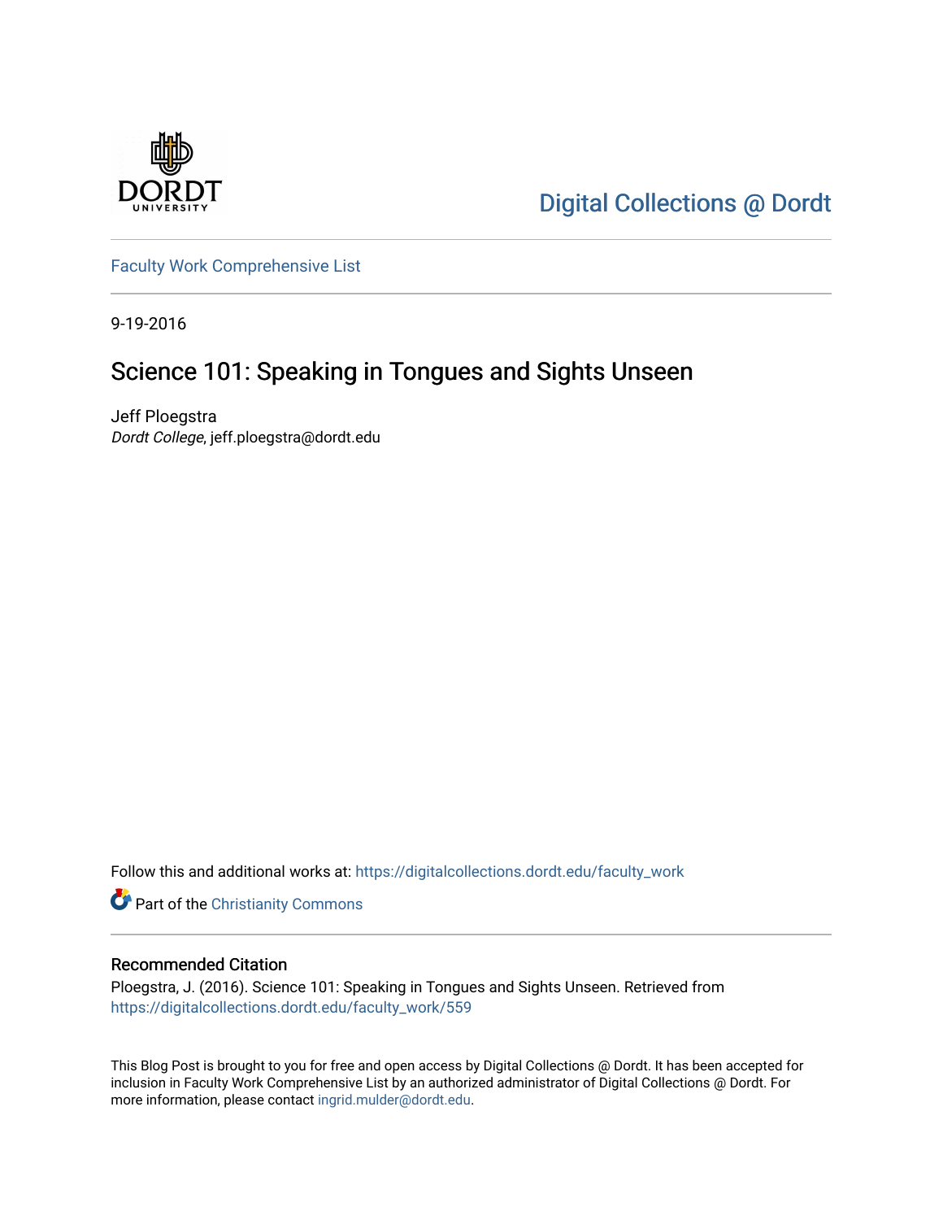Digital Collections @ Dordt

Faculty Work Comprehensive List

9-19-2016

# Science 101: Speaking in Tongues and Sights Unseen

Jeff Ploegstra
*Dordt College*, jeff.ploegstra@dordt.edu

Follow this and additional works at: https://digitalcollections.dordt.edu/faculty_work

Part of the Christianity Commons

## Recommended Citation

Ploegstra, J. (2016). Science 101: Speaking in Tongues and Sights Unseen. Retrieved from https://digitalcollections.dordt.edu/faculty_work/559

This Blog Post is brought to you for free and open access by Digital Collections @ Dordt. It has been accepted for inclusion in Faculty Work Comprehensive List by an authorized administrator of Digital Collections @ Dordt. For more information, please contact ingrid.mulder@dordt.edu.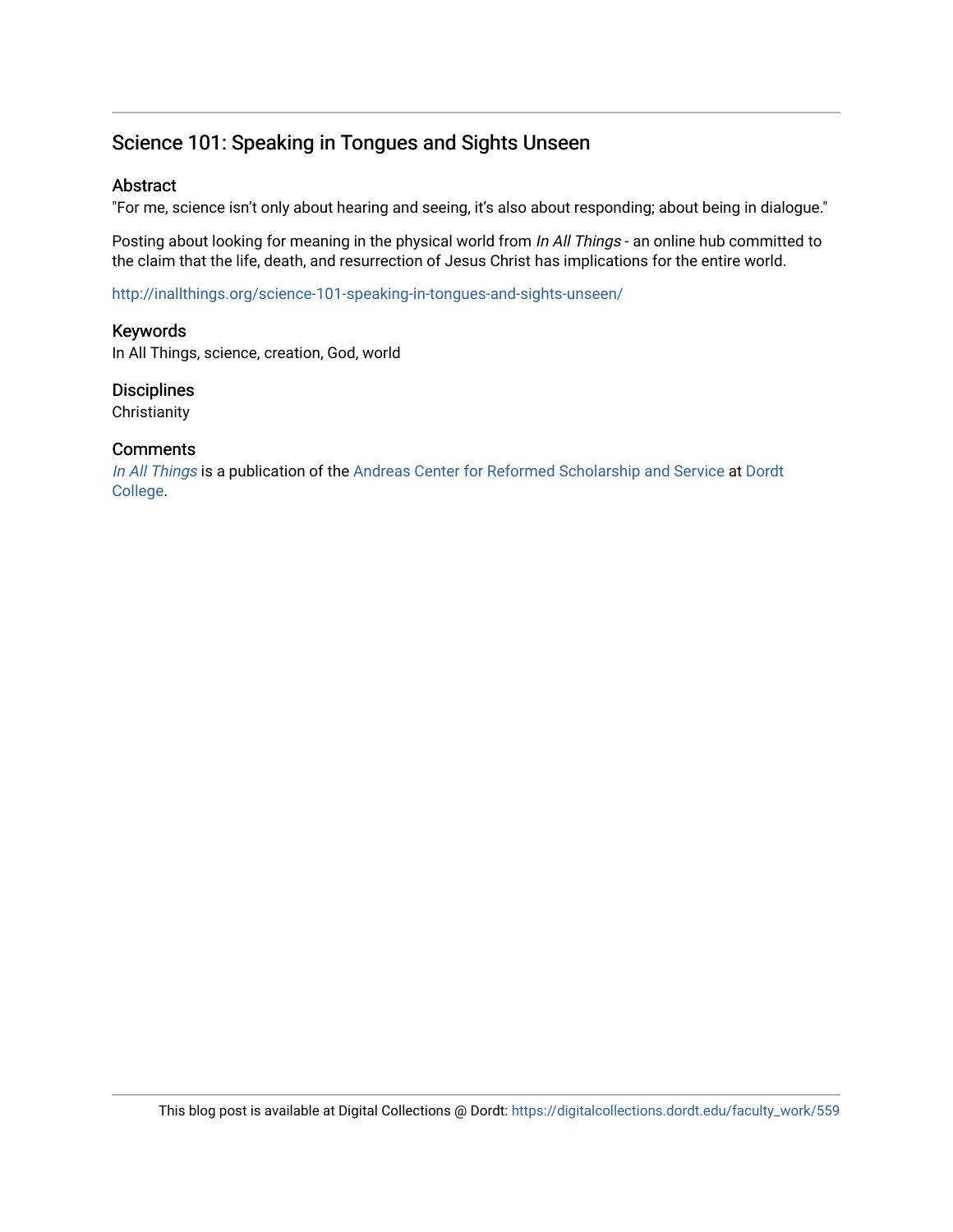## Science 101: Speaking in Tongues and Sights Unseen

### Abstract

"For me, science isn't only about hearing and seeing, it's also about responding; about being in dialogue."

Posting about looking for meaning in the physical world from *In All Things* - an online hub committed to the claim that the life, death, and resurrection of Jesus Christ has implications for the entire world.

http://inallthings.org/science-101-speaking-in-tongues-and-sights-unseen/

### Keywords

In All Things, science, creation, God, world

### Disciplines

Christianity

### Comments

*In All Things* is a publication of the Andreas Center for Reformed Scholarship and Service at Dordt College.

This blog post is available at Digital Collections @ Dordt: https://digitalcollections.dordt.edu/faculty_work/559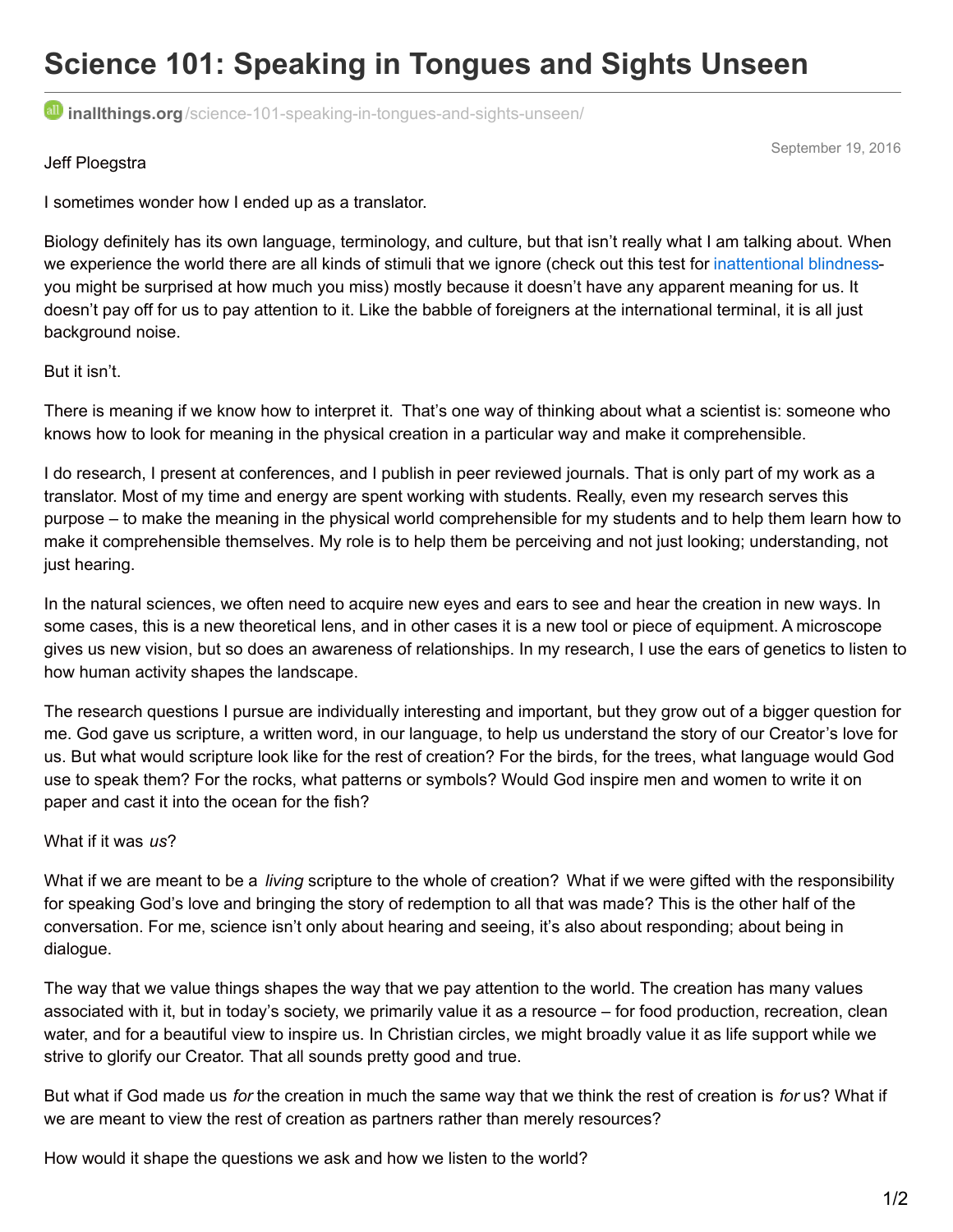# Science 101: Speaking in Tongues and Sights Unseen

inallthings.org/science-101-speaking-in-tongues-and-sights-unseen/

September 19, 2016

Jeff Ploegstra

I sometimes wonder how I ended up as a translator.

Biology definitely has its own language, terminology, and culture, but that isn't really what I am talking about. When we experience the world there are all kinds of stimuli that we ignore (check out this test for inattentional blindness- you might be surprised at how much you miss) mostly because it doesn't have any apparent meaning for us. It doesn't pay off for us to pay attention to it. Like the babble of foreigners at the international terminal, it is all just background noise.

But it isn't.

There is meaning if we know how to interpret it. That's one way of thinking about what a scientist is: someone who knows how to look for meaning in the physical creation in a particular way and make it comprehensible.

I do research, I present at conferences, and I publish in peer reviewed journals. That is only part of my work as a translator. Most of my time and energy are spent working with students. Really, even my research serves this purpose – to make the meaning in the physical world comprehensible for my students and to help them learn how to make it comprehensible themselves. My role is to help them be perceiving and not just looking; understanding, not just hearing.

In the natural sciences, we often need to acquire new eyes and ears to see and hear the creation in new ways. In some cases, this is a new theoretical lens, and in other cases it is a new tool or piece of equipment. A microscope gives us new vision, but so does an awareness of relationships. In my research, I use the ears of genetics to listen to how human activity shapes the landscape.

The research questions I pursue are individually interesting and important, but they grow out of a bigger question for me. God gave us scripture, a written word, in our language, to help us understand the story of our Creator's love for us. But what would scripture look like for the rest of creation? For the birds, for the trees, what language would God use to speak them? For the rocks, what patterns or symbols? Would God inspire men and women to write it on paper and cast it into the ocean for the fish?

What if it was *us*?

What if we are meant to be a *living* scripture to the whole of creation? What if we were gifted with the responsibility for speaking God's love and bringing the story of redemption to all that was made? This is the other half of the conversation. For me, science isn't only about hearing and seeing, it's also about responding; about being in dialogue.

The way that we value things shapes the way that we pay attention to the world. The creation has many values associated with it, but in today's society, we primarily value it as a resource – for food production, recreation, clean water, and for a beautiful view to inspire us. In Christian circles, we might broadly value it as life support while we strive to glorify our Creator. That all sounds pretty good and true.

But what if God made us *for* the creation in much the same way that we think the rest of creation is *for* us? What if we are meant to view the rest of creation as partners rather than merely resources?

How would it shape the questions we ask and how we listen to the world?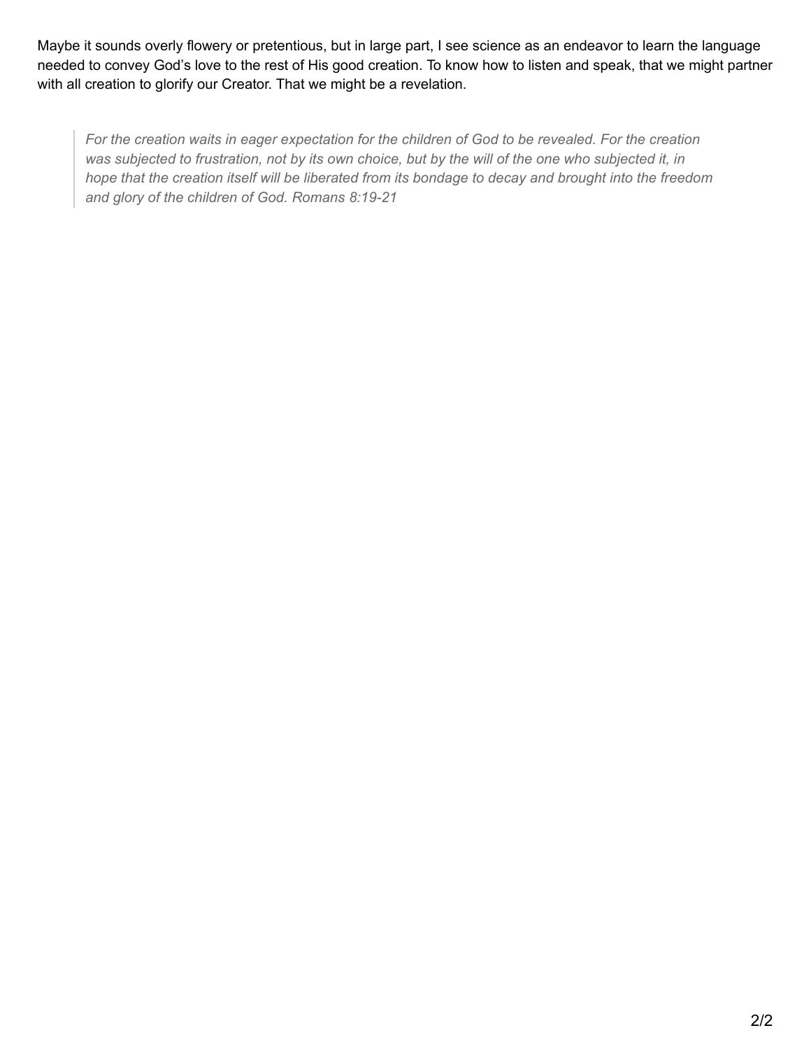Maybe it sounds overly flowery or pretentious, but in large part, I see science as an endeavor to learn the language needed to convey God's love to the rest of His good creation. To know how to listen and speak, that we might partner with all creation to glorify our Creator. That we might be a revelation.

> *For the creation waits in eager expectation for the children of God to be revealed. For the creation was subjected to frustration, not by its own choice, but by the will of the one who subjected it, in hope that the creation itself will be liberated from its bondage to decay and brought into the freedom and glory of the children of God. Romans 8:19-21*